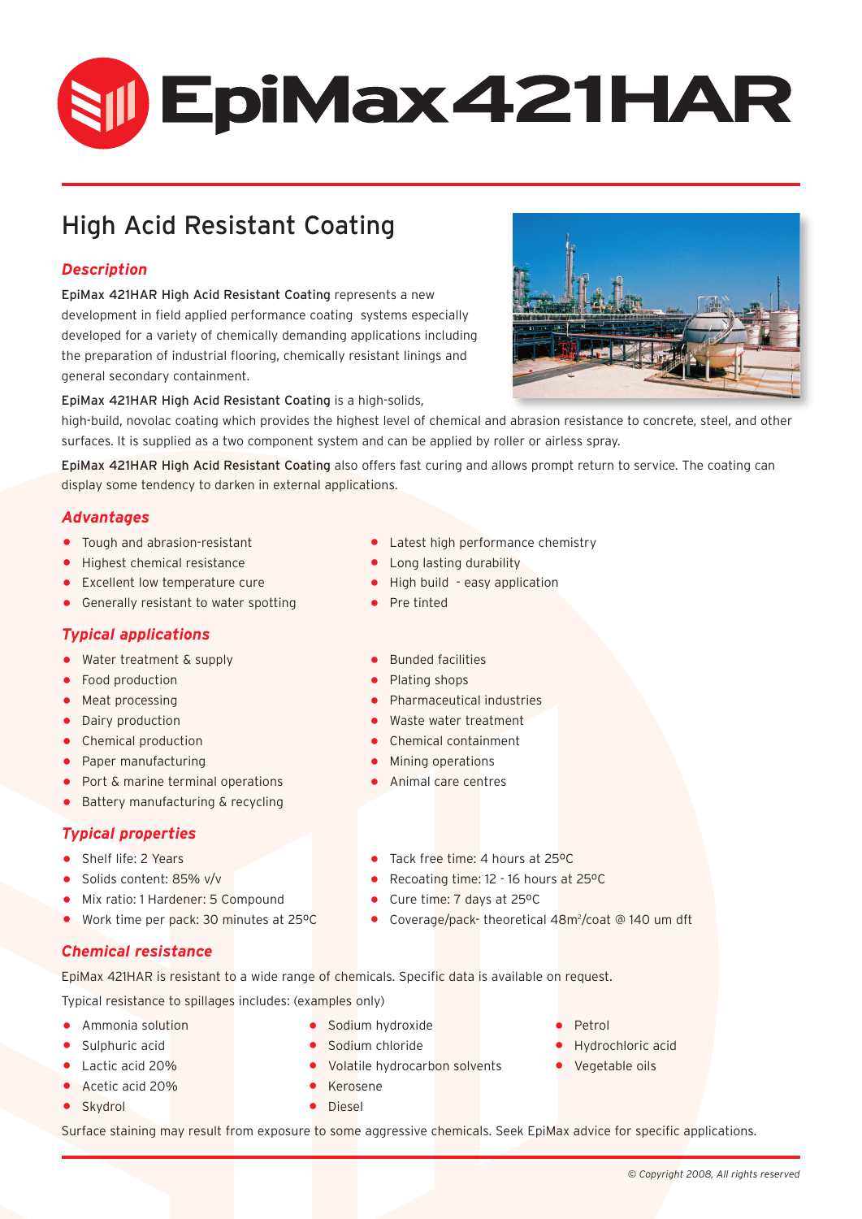# EpiMax 421HAR

## High Acid Resistant Coating

### *Description*

EpiMax 421HAR High Acid Resistant Coating represents a new development in field applied performance coating systems especially developed for a variety of chemically demanding applications including the preparation of industrial flooring, chemically resistant linings and general secondary containment.

EpiMax 421HAR High Acid Resistant Coating is a high-solids, high-build, novolac coating which provides the highest level of chemical and abrasion resistance to concrete, steel, and other surfaces. It is supplied as a two component system and can be applied by roller or airless spray.

EpiMax 421HAR High Acid Resistant Coating also offers fast curing and allows prompt return to service. The coating can display some tendency to darken in external applications.

### *Advantages*

- Tough and abrasion-resistant
- Highest chemical resistance
- Excellent low temperature cure
- Generally resistant to water spotting
- Latest high performance chemistry
- Long lasting durability
- High build - easy application
- Pre tinted

### *Typical applications*

- Water treatment & supply
- Food production
- Meat processing
- Dairy production
- Chemical production
- Paper manufacturing
- Port & marine terminal operations
- Battery manufacturing & recycling
- Bunded facilities
- Plating shops
- Pharmaceutical industries
- Waste water treatment
- Chemical containment
- Mining operations
- Animal care centres

### *Typical properties*

- Shelf life: 2 Years
- Solids content: 85% v/v
- Mix ratio: 1 Hardener: 5 Compound
- Work time per pack: 30 minutes at 25ºC
- Tack free time: 4 hours at 25ºC
- Recoating time: 12 - 16 hours at 25ºC
- Cure time: 7 days at 25ºC
- Coverage/pack- theoretical 48m$^2$/coat @ 140 um dft

### *Chemical resistance*

EpiMax 421HAR is resistant to a wide range of chemicals. Specific data is available on request.

Typical resistance to spillages includes: (examples only)

- Ammonia solution
- Sulphuric acid
- Lactic acid 20%
- Acetic acid 20%
- Skydrol
- Sodium hydroxide
- Sodium chloride
- Volatile hydrocarbon solvents
- Kerosene
- Diesel
- Petrol
- Hydrochloric acid
- Vegetable oils

Surface staining may result from exposure to some aggressive chemicals. Seek EpiMax advice for specific applications.

*© Copyright 2008, All rights reserved*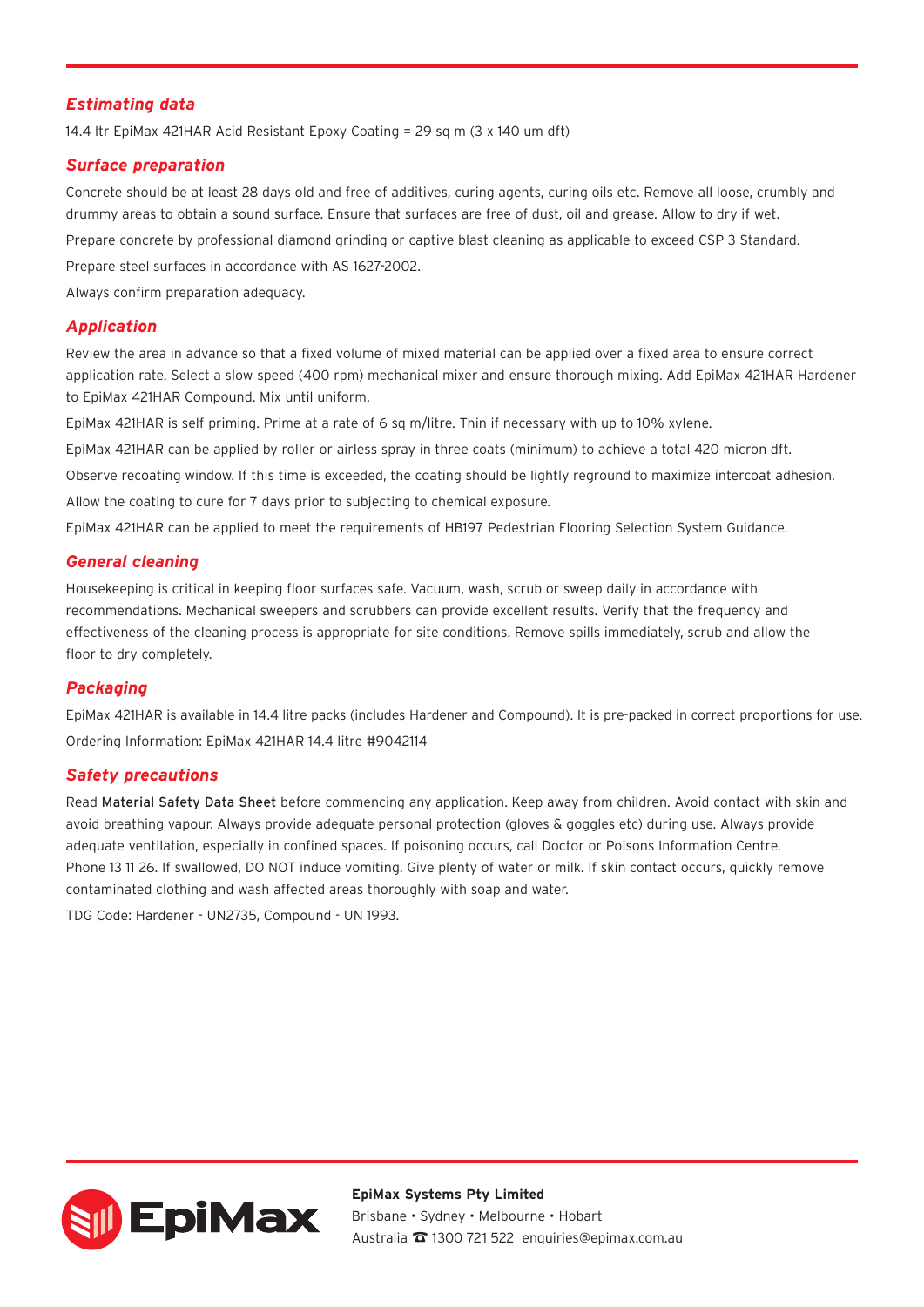## *Estimating data*

14.4 ltr EpiMax 421HAR Acid Resistant Epoxy Coating = 29 sq m (3 x 140 um dft)

## *Surface preparation*

Concrete should be at least 28 days old and free of additives, curing agents, curing oils etc. Remove all loose, crumbly and drummy areas to obtain a sound surface. Ensure that surfaces are free of dust, oil and grease. Allow to dry if wet.

Prepare concrete by professional diamond grinding or captive blast cleaning as applicable to exceed CSP 3 Standard.

Prepare steel surfaces in accordance with AS 1627-2002.

Always confirm preparation adequacy.

## *Application*

Review the area in advance so that a fixed volume of mixed material can be applied over a fixed area to ensure correct application rate. Select a slow speed (400 rpm) mechanical mixer and ensure thorough mixing. Add EpiMax 421HAR Hardener to EpiMax 421HAR Compound. Mix until uniform.

EpiMax 421HAR is self priming. Prime at a rate of 6 sq m/litre. Thin if necessary with up to 10% xylene.

EpiMax 421HAR can be applied by roller or airless spray in three coats (minimum) to achieve a total 420 micron dft.

Observe recoating window. If this time is exceeded, the coating should be lightly reground to maximize intercoat adhesion.

Allow the coating to cure for 7 days prior to subjecting to chemical exposure.

EpiMax 421HAR can be applied to meet the requirements of HB197 Pedestrian Flooring Selection System Guidance.

## *General cleaning*

Housekeeping is critical in keeping floor surfaces safe. Vacuum, wash, scrub or sweep daily in accordance with recommendations. Mechanical sweepers and scrubbers can provide excellent results. Verify that the frequency and effectiveness of the cleaning process is appropriate for site conditions. Remove spills immediately, scrub and allow the floor to dry completely.

## *Packaging*

EpiMax 421HAR is available in 14.4 litre packs (includes Hardener and Compound). It is pre-packed in correct proportions for use.

Ordering Information: EpiMax 421HAR 14.4 litre #9042114

## *Safety precautions*

Read Material Safety Data Sheet before commencing any application. Keep away from children. Avoid contact with skin and avoid breathing vapour. Always provide adequate personal protection (gloves & goggles etc) during use. Always provide adequate ventilation, especially in confined spaces. If poisoning occurs, call Doctor or Poisons Information Centre. Phone 13 11 26. If swallowed, DO NOT induce vomiting. Give plenty of water or milk. If skin contact occurs, quickly remove contaminated clothing and wash affected areas thoroughly with soap and water.

TDG Code: Hardener - UN2735, Compound - UN 1993.

EpiMax

**EpiMax Systems Pty Limited**
Brisbane • Sydney • Melbourne • Hobart
Australia ☎ 1300 721 522 enquiries@epimax.com.au